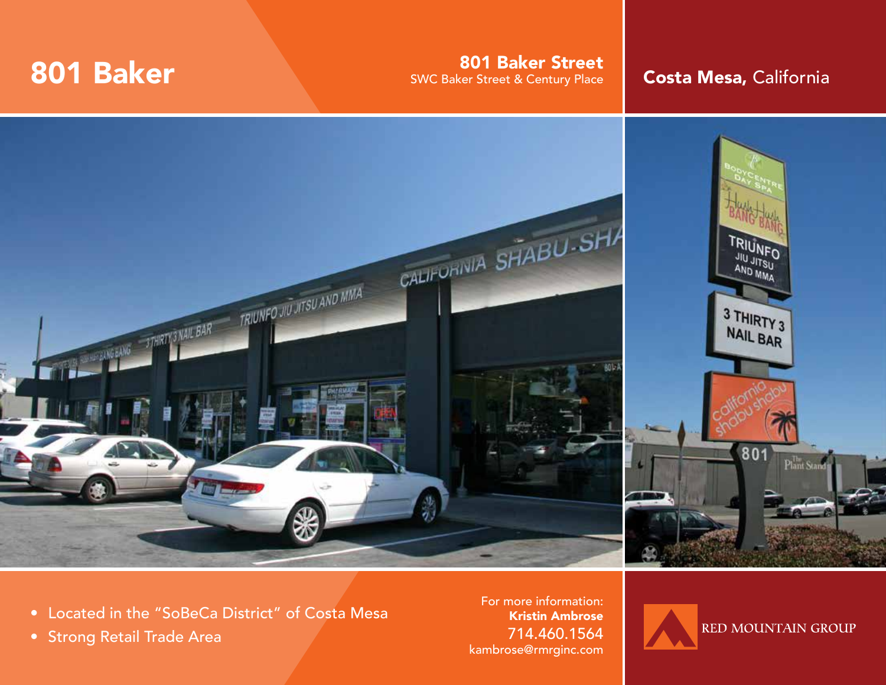# 801 Baker

**801 Baker Street**
SWC Baker Street & Century Place

**Costa Mesa,** California

- Located in the "SoBeCa District" of Costa Mesa
- Strong Retail Trade Area

For more information:
**Kristin Ambrose**
714.460.1564
kambrose@rmrginc.com

RED MOUNTAIN GROUP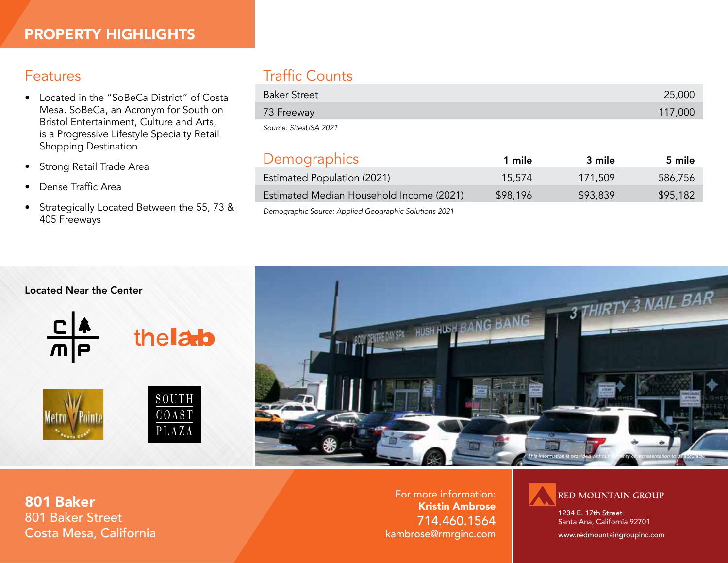# PROPERTY HIGHLIGHTS

## Features

- Located in the "SoBeCa District" of Costa Mesa. SoBeCa, an Acronym for South on Bristol Entertainment, Culture and Arts, is a Progressive Lifestyle Specialty Retail Shopping Destination
- Strong Retail Trade Area
- Dense Traffic Area
- Strategically Located Between the 55, 73 & 405 Freeways

## Traffic Counts

| | |
|---|---|
| Baker Street | 25,000 |
| 73 Freeway | 117,000 |

*Source: SitesUSA 2021*

## Demographics

| | 1 mile | 3 mile | 5 mile |
|---|---|---|---|
| Estimated Population (2021) | 15,574 | 171,509 | 586,756 |
| Estimated Median Household Income (2021) | $98,196 | $93,839 | $95,182 |

*Demographic Source: Applied Geographic Solutions 2021*

**Located Near the Center**

*This information is provided without warranty or representation to its accuracy.*

**801 Baker**
801 Baker Street
Costa Mesa, California

For more information:
**Kristin Ambrose**
714.460.1564
kambrose@rmrginc.com

RED MOUNTAIN GROUP
1234 E. 17th Street
Santa Ana, California 92701
www.redmountaingroupinc.com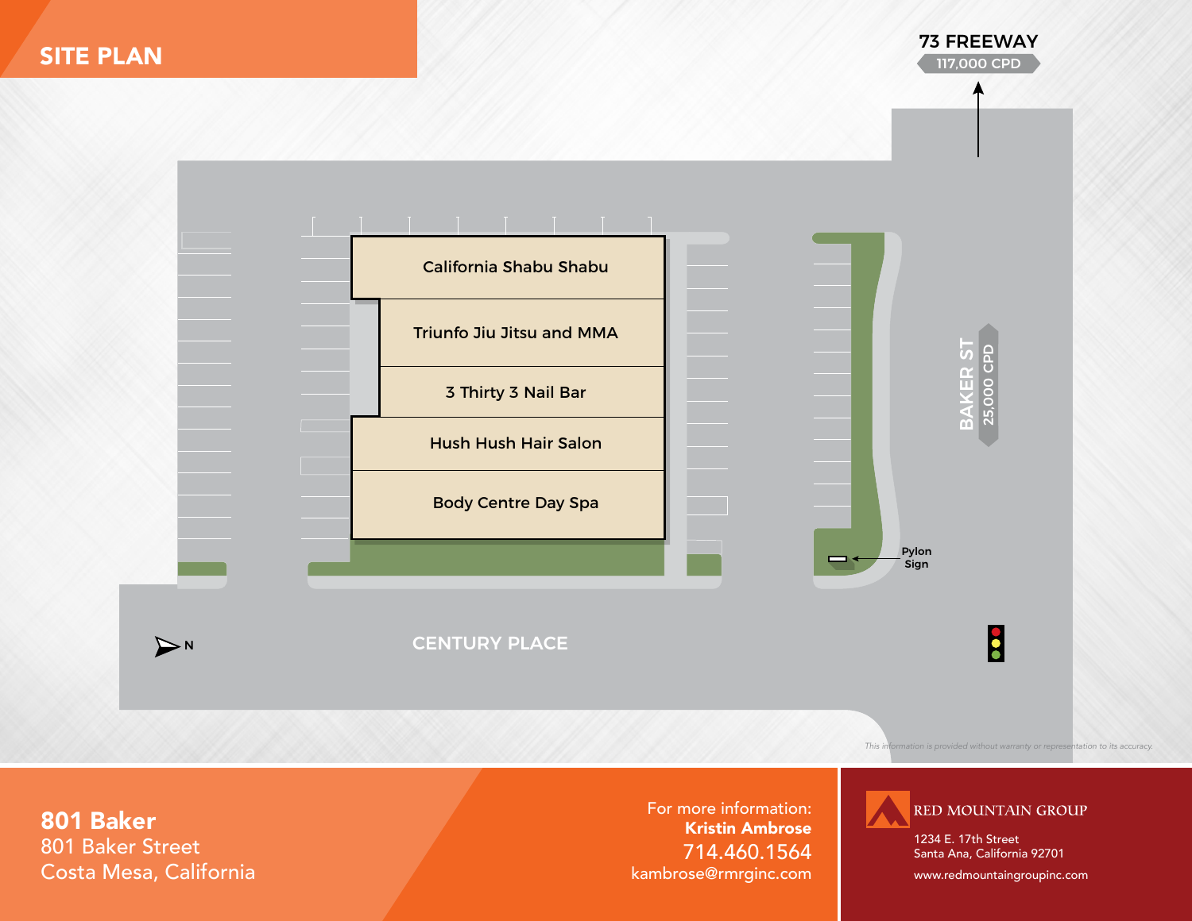# SITE PLAN

73 FREEWAY
117,000 CPD

California Shabu Shabu

Triunfo Jiu Jitsu and MMA

3 Thirty 3 Nail Bar

Hush Hush Hair Salon

Body Centre Day Spa

BAKER ST
25,000 CPD

Pylon Sign

N

CENTURY PLACE

*This information is provided without warranty or representation to its accuracy.*

**801 Baker**
801 Baker Street
Costa Mesa, California

For more information:
**Kristin Ambrose**
714.460.1564
kambrose@rmrginc.com

RED MOUNTAIN GROUP
1234 E. 17th Street
Santa Ana, California 92701
www.redmountaingroupinc.com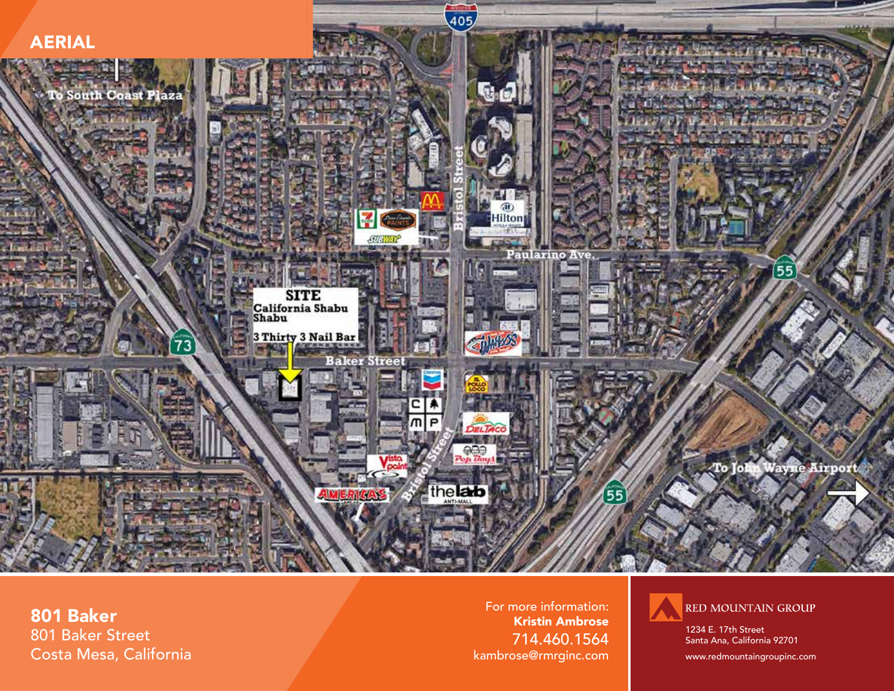## AERIAL

To South Coast Plaza

SITE
California Shabu Shabu
3 Thirty 3 Nail Bar

Bristol Street

Paularino Ave.

Baker Street

To John Wayne Airport

**801 Baker**
801 Baker Street
Costa Mesa, California

For more information:
**Kristin Ambrose**
714.460.1564
kambrose@rmrginc.com

RED MOUNTAIN GROUP
1234 E. 17th Street
Santa Ana, California 92701
www.redmountaingroupinc.com